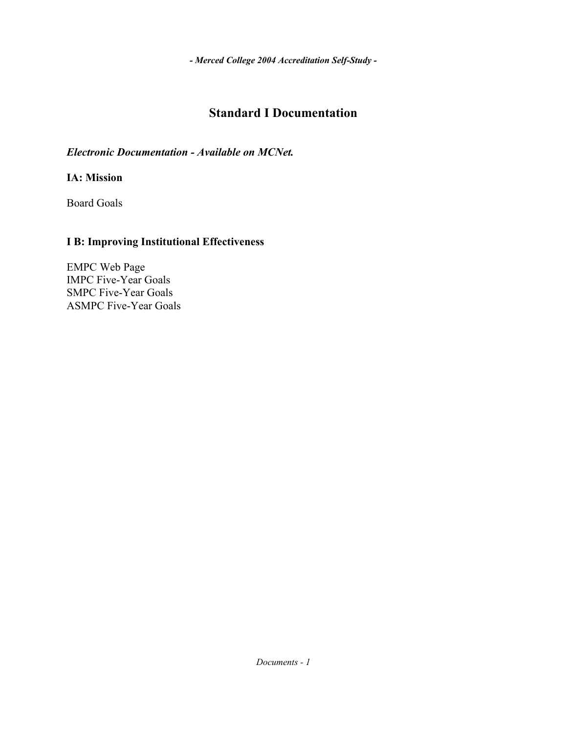# Standard I Documentation

***Electronic Documentation - Available on MCNet.***

### IA: Mission

Board Goals

### I B: Improving Institutional Effectiveness

EMPC Web Page
IMPC Five-Year Goals
SMPC Five-Year Goals
ASMPC Five-Year Goals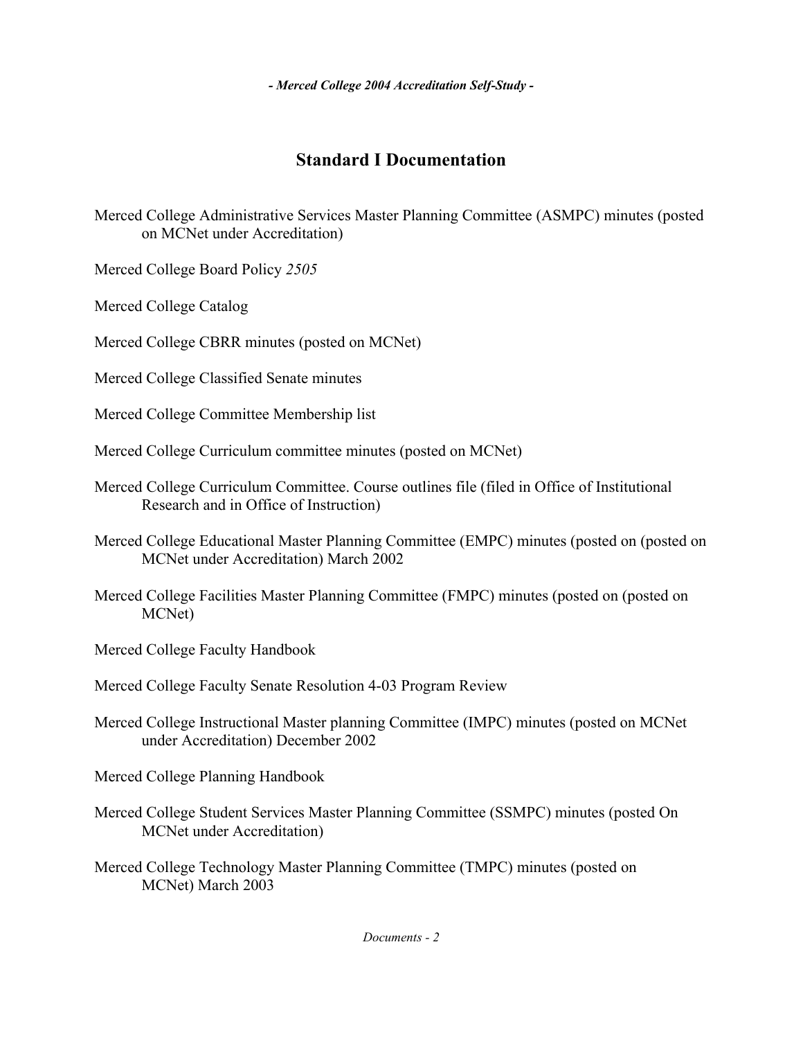## Standard I Documentation

Merced College Administrative Services Master Planning Committee (ASMPC) minutes (posted on MCNet under Accreditation)

Merced College Board Policy *2505*

Merced College Catalog

Merced College CBRR minutes (posted on MCNet)

Merced College Classified Senate minutes

Merced College Committee Membership list

Merced College Curriculum committee minutes (posted on MCNet)

Merced College Curriculum Committee. Course outlines file (filed in Office of Institutional Research and in Office of Instruction)

Merced College Educational Master Planning Committee (EMPC) minutes (posted on (posted on MCNet under Accreditation) March 2002

Merced College Facilities Master Planning Committee (FMPC) minutes (posted on (posted on MCNet)

Merced College Faculty Handbook

Merced College Faculty Senate Resolution 4-03 Program Review

Merced College Instructional Master planning Committee (IMPC) minutes (posted on MCNet under Accreditation) December 2002

Merced College Planning Handbook

Merced College Student Services Master Planning Committee (SSMPC) minutes (posted On MCNet under Accreditation)

Merced College Technology Master Planning Committee (TMPC) minutes (posted on MCNet) March 2003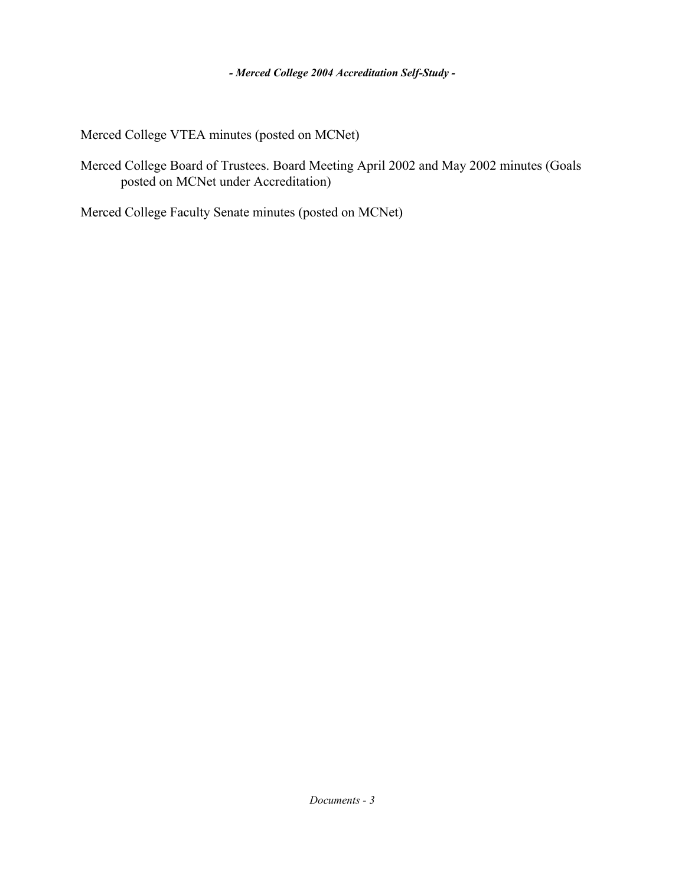Merced College VTEA minutes (posted on MCNet)

Merced College Board of Trustees. Board Meeting April 2002 and May 2002 minutes (Goals posted on MCNet under Accreditation)

Merced College Faculty Senate minutes (posted on MCNet)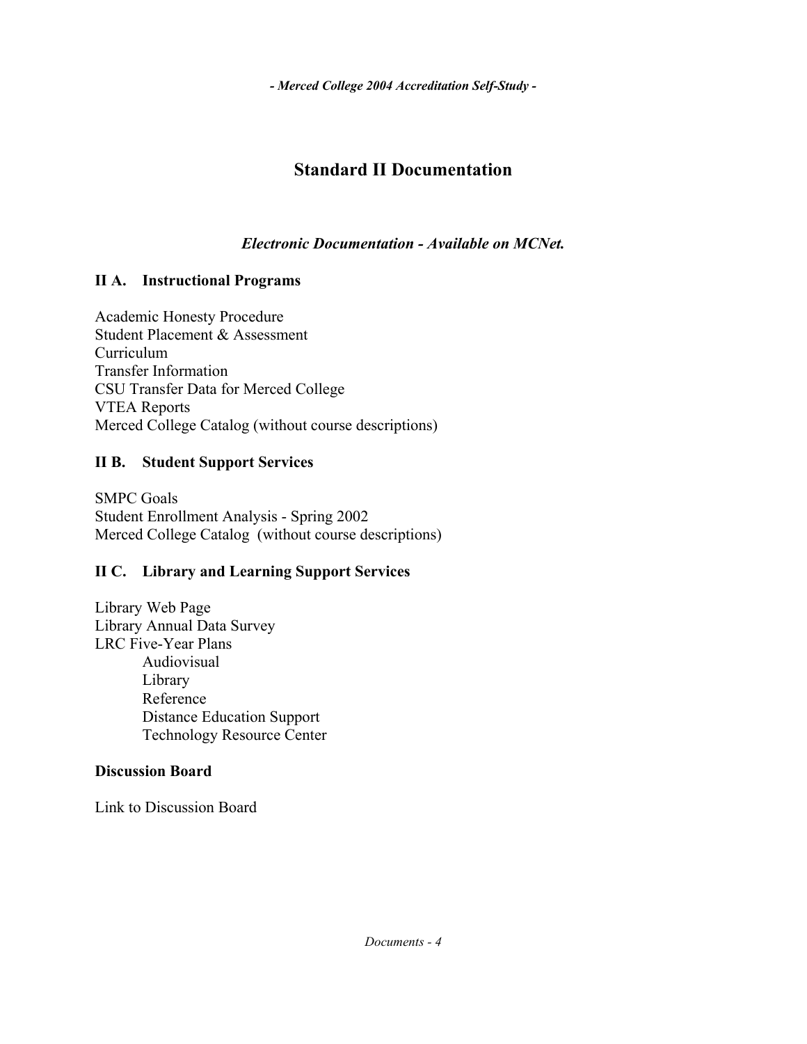# Standard II Documentation

***Electronic Documentation - Available on MCNet.***

## II A. Instructional Programs

Academic Honesty Procedure
Student Placement & Assessment
Curriculum
Transfer Information
CSU Transfer Data for Merced College
VTEA Reports
Merced College Catalog (without course descriptions)

## II B. Student Support Services

SMPC Goals
Student Enrollment Analysis - Spring 2002
Merced College Catalog (without course descriptions)

## II C. Library and Learning Support Services

Library Web Page
Library Annual Data Survey
LRC Five-Year Plans

- Audiovisual
- Library
- Reference
- Distance Education Support
- Technology Resource Center

## Discussion Board

Link to Discussion Board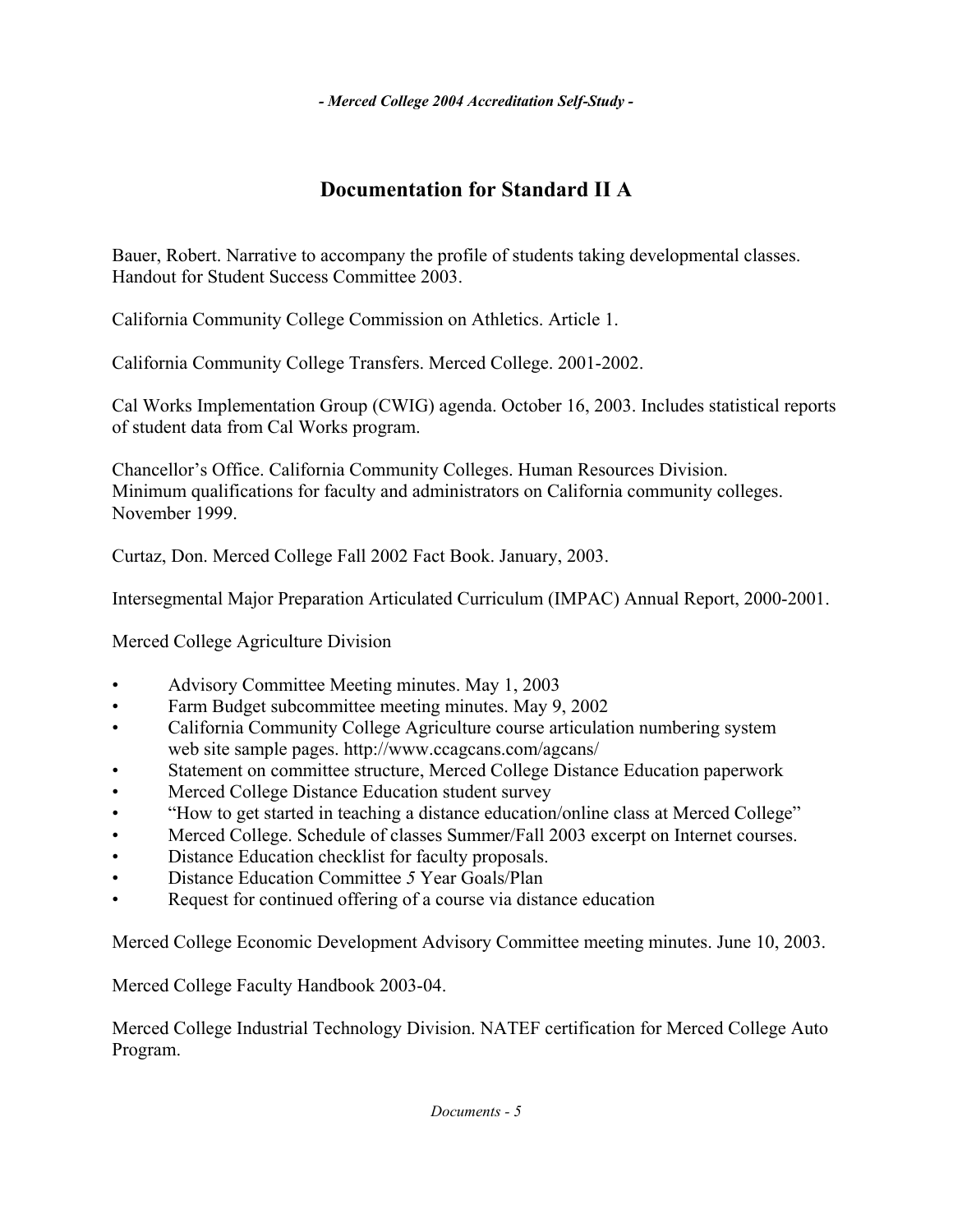## Documentation for Standard II A

Bauer, Robert. Narrative to accompany the profile of students taking developmental classes. Handout for Student Success Committee 2003.

California Community College Commission on Athletics. Article 1.

California Community College Transfers. Merced College. 2001-2002.

Cal Works Implementation Group (CWIG) agenda. October 16, 2003. Includes statistical reports of student data from Cal Works program.

Chancellor's Office. California Community Colleges. Human Resources Division. Minimum qualifications for faculty and administrators on California community colleges. November 1999.

Curtaz, Don. Merced College Fall 2002 Fact Book. January, 2003.

Intersegmental Major Preparation Articulated Curriculum (IMPAC) Annual Report, 2000-2001.

Merced College Agriculture Division

- Advisory Committee Meeting minutes. May 1, 2003
- Farm Budget subcommittee meeting minutes. May 9, 2002
- California Community College Agriculture course articulation numbering system web site sample pages. http://www.ccagcans.com/agcans/
- Statement on committee structure, Merced College Distance Education paperwork
- Merced College Distance Education student survey
- "How to get started in teaching a distance education/online class at Merced College"
- Merced College. Schedule of classes Summer/Fall 2003 excerpt on Internet courses.
- Distance Education checklist for faculty proposals.
- Distance Education Committee *5* Year Goals/Plan
- Request for continued offering of a course via distance education

Merced College Economic Development Advisory Committee meeting minutes. June 10, 2003.

Merced College Faculty Handbook 2003-04.

Merced College Industrial Technology Division. NATEF certification for Merced College Auto Program.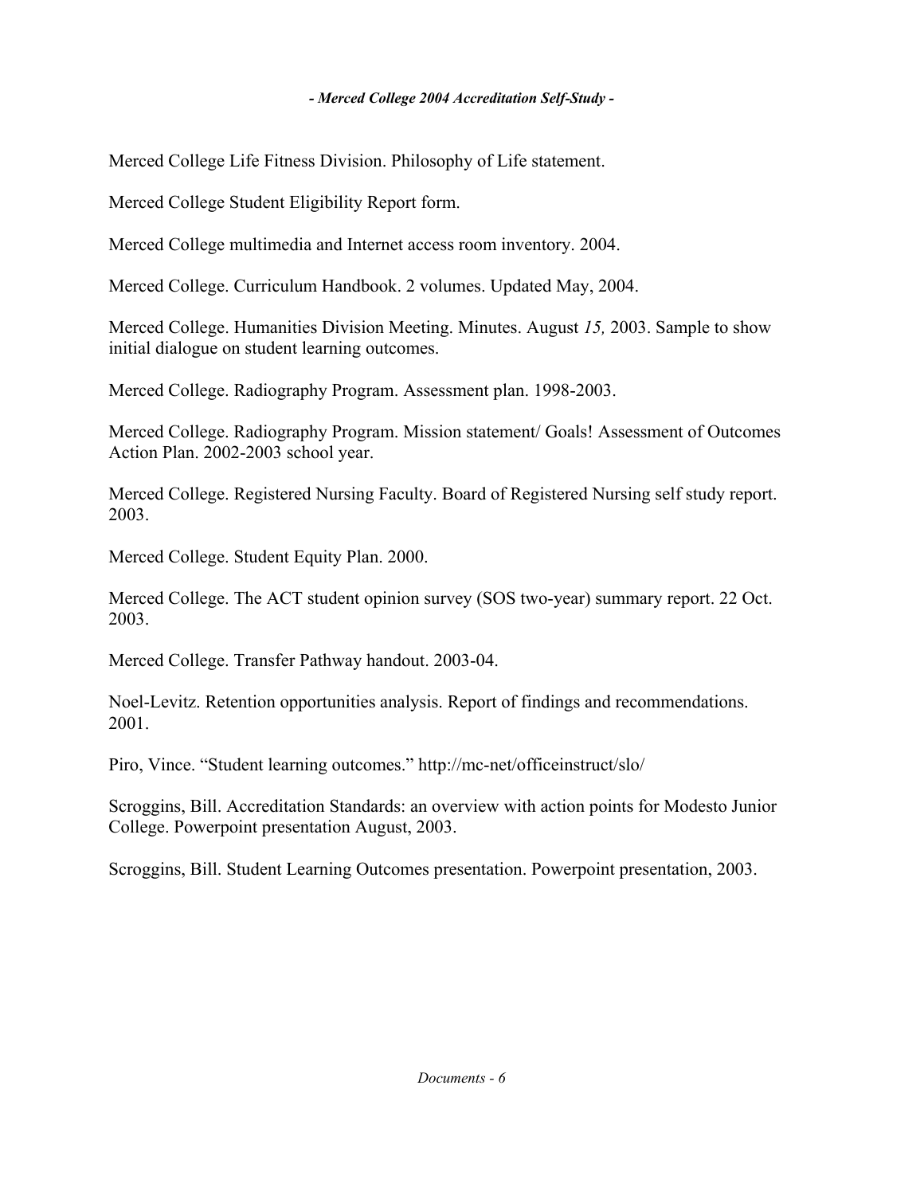Merced College Life Fitness Division. Philosophy of Life statement.

Merced College Student Eligibility Report form.

Merced College multimedia and Internet access room inventory. 2004.

Merced College. Curriculum Handbook. 2 volumes. Updated May, 2004.

Merced College. Humanities Division Meeting. Minutes. August *15,* 2003. Sample to show initial dialogue on student learning outcomes.

Merced College. Radiography Program. Assessment plan. 1998-2003.

Merced College. Radiography Program. Mission statement/ Goals! Assessment of Outcomes Action Plan. 2002-2003 school year.

Merced College. Registered Nursing Faculty. Board of Registered Nursing self study report. 2003.

Merced College. Student Equity Plan. 2000.

Merced College. The ACT student opinion survey (SOS two-year) summary report. 22 Oct. 2003.

Merced College. Transfer Pathway handout. 2003-04.

Noel-Levitz. Retention opportunities analysis. Report of findings and recommendations. 2001.

Piro, Vince. "Student learning outcomes." http://mc-net/officeinstruct/slo/

Scroggins, Bill. Accreditation Standards: an overview with action points for Modesto Junior College. Powerpoint presentation August, 2003.

Scroggins, Bill. Student Learning Outcomes presentation. Powerpoint presentation, 2003.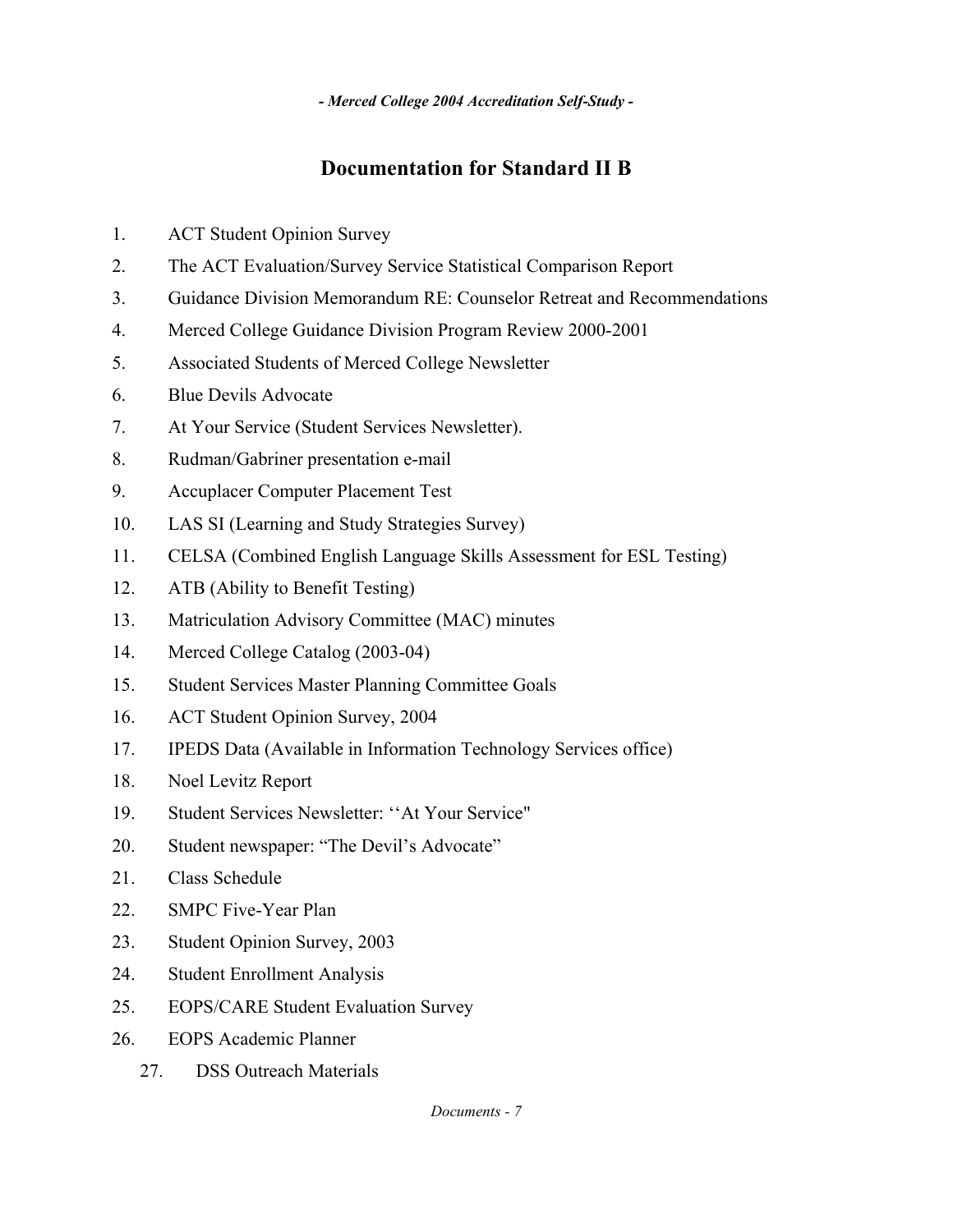# Documentation for Standard II B

1. ACT Student Opinion Survey
2. The ACT Evaluation/Survey Service Statistical Comparison Report
3. Guidance Division Memorandum RE: Counselor Retreat and Recommendations
4. Merced College Guidance Division Program Review 2000-2001
5. Associated Students of Merced College Newsletter
6. Blue Devils Advocate
7. At Your Service (Student Services Newsletter).
8. Rudman/Gabriner presentation e-mail
9. Accuplacer Computer Placement Test
10. LAS SI (Learning and Study Strategies Survey)
11. CELSA (Combined English Language Skills Assessment for ESL Testing)
12. ATB (Ability to Benefit Testing)
13. Matriculation Advisory Committee (MAC) minutes
14. Merced College Catalog (2003-04)
15. Student Services Master Planning Committee Goals
16. ACT Student Opinion Survey, 2004
17. IPEDS Data (Available in Information Technology Services office)
18. Noel Levitz Report
19. Student Services Newsletter: ‘‘At Your Service"
20. Student newspaper: “The Devil’s Advocate”
21. Class Schedule
22. SMPC Five-Year Plan
23. Student Opinion Survey, 2003
24. Student Enrollment Analysis
25. EOPS/CARE Student Evaluation Survey
26. EOPS Academic Planner
27. DSS Outreach Materials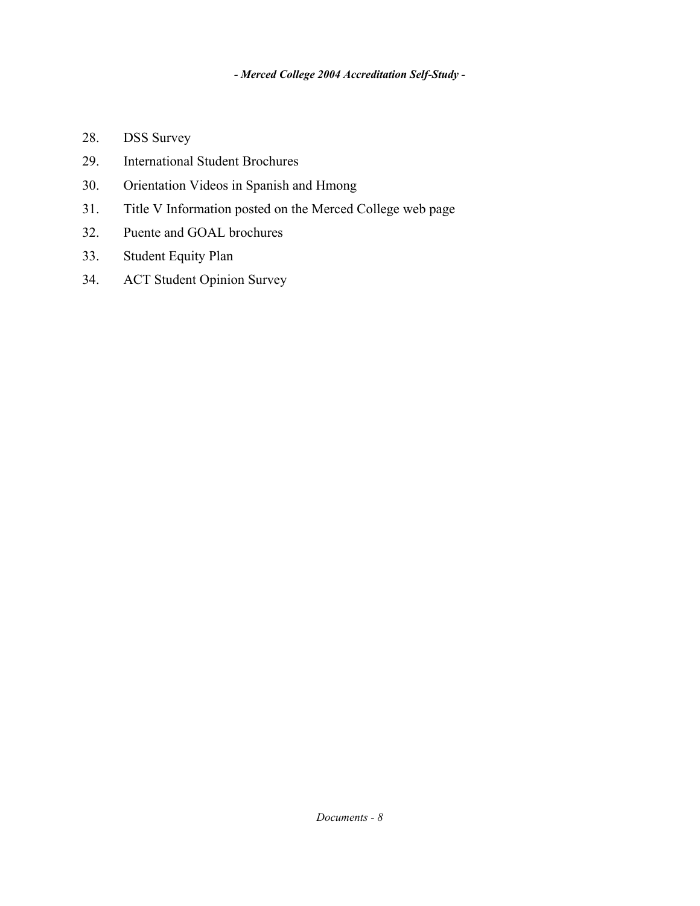28. DSS Survey
29. International Student Brochures
30. Orientation Videos in Spanish and Hmong
31. Title V Information posted on the Merced College web page
32. Puente and GOAL brochures
33. Student Equity Plan
34. ACT Student Opinion Survey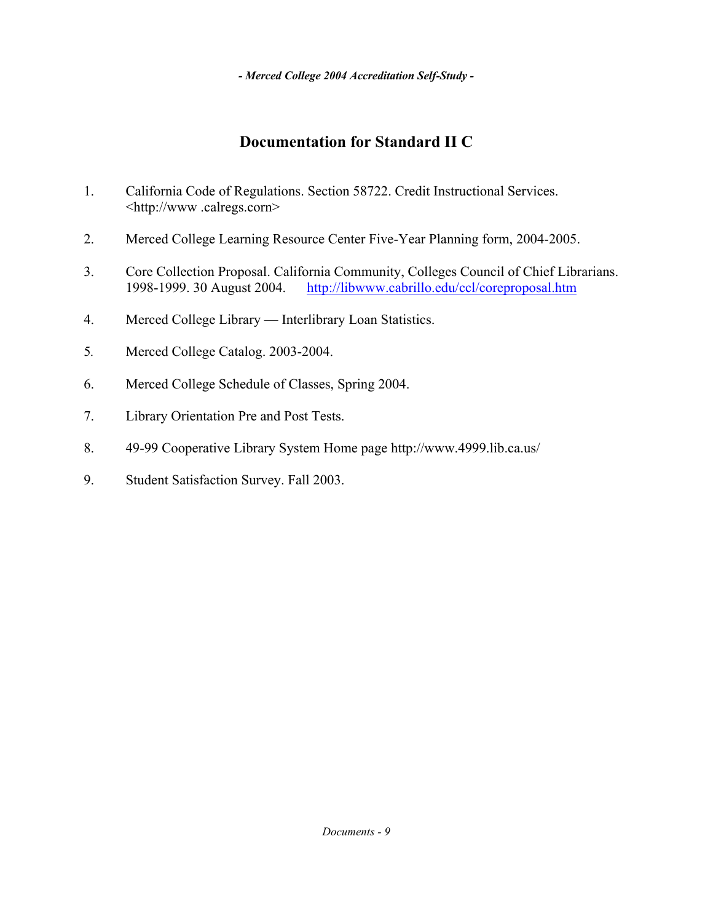## Documentation for Standard II C

1. California Code of Regulations. Section 58722. Credit Instructional Services. <http://www .calregs.corn>

2. Merced College Learning Resource Center Five-Year Planning form, 2004-2005.

3. Core Collection Proposal. California Community, Colleges Council of Chief Librarians. 1998-1999. 30 August 2004. http://libwww.cabrillo.edu/ccl/coreproposal.htm

4. Merced College Library — Interlibrary Loan Statistics.

5. Merced College Catalog. 2003-2004.

6. Merced College Schedule of Classes, Spring 2004.

7. Library Orientation Pre and Post Tests.

8. 49-99 Cooperative Library System Home page http://www.4999.lib.ca.us/

9. Student Satisfaction Survey. Fall 2003.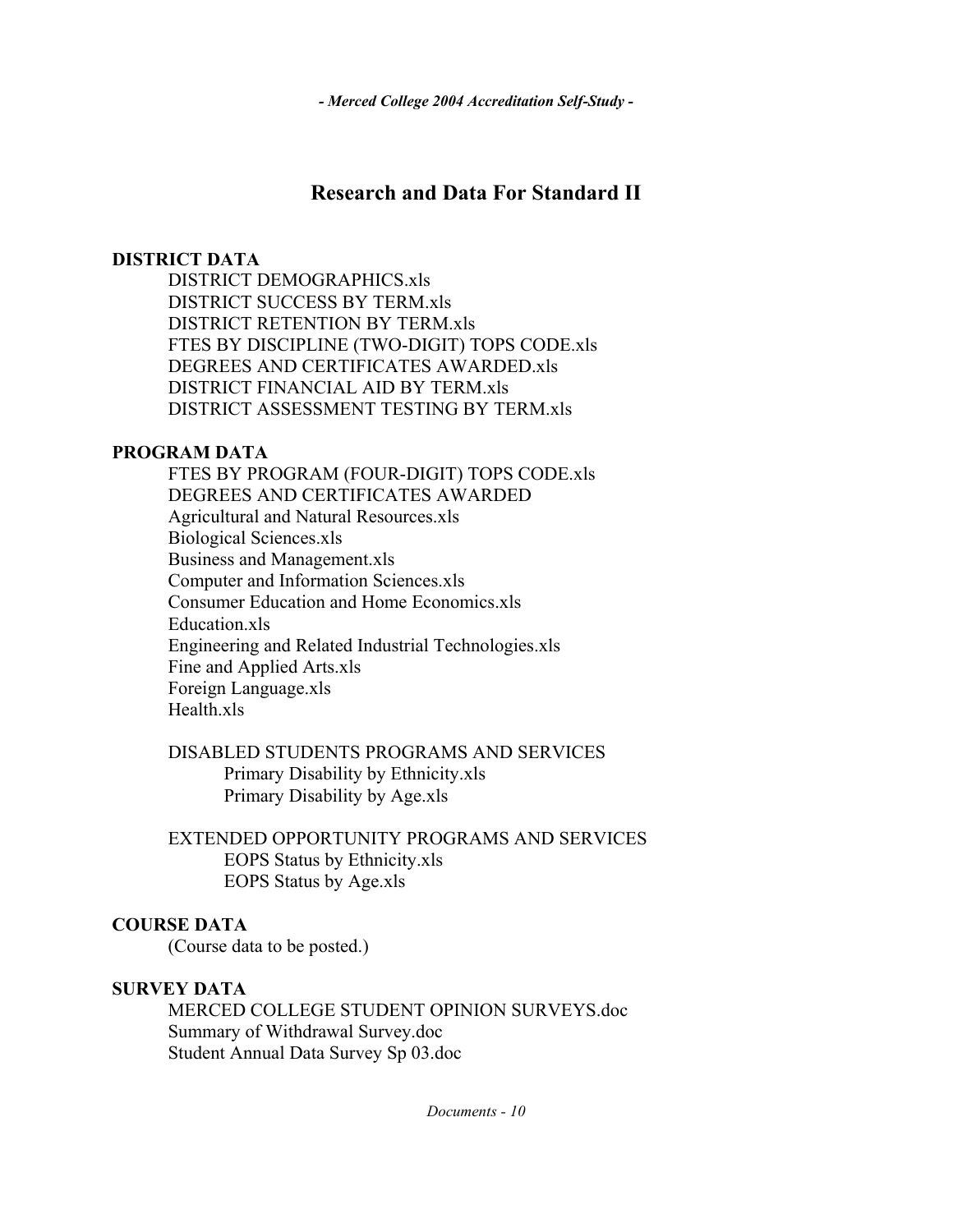## Research and Data For Standard II

**DISTRICT DATA**

- DISTRICT DEMOGRAPHICS.xls
- DISTRICT SUCCESS BY TERM.xls
- DISTRICT RETENTION BY TERM.xls
- FTES BY DISCIPLINE (TWO-DIGIT) TOPS CODE.xls
- DEGREES AND CERTIFICATES AWARDED.xls
- DISTRICT FINANCIAL AID BY TERM.xls
- DISTRICT ASSESSMENT TESTING BY TERM.xls

**PROGRAM DATA**

- FTES BY PROGRAM (FOUR-DIGIT) TOPS CODE.xls
- DEGREES AND CERTIFICATES AWARDED
- Agricultural and Natural Resources.xls
- Biological Sciences.xls
- Business and Management.xls
- Computer and Information Sciences.xls
- Consumer Education and Home Economics.xls
- Education.xls
- Engineering and Related Industrial Technologies.xls
- Fine and Applied Arts.xls
- Foreign Language.xls
- Health.xls

DISABLED STUDENTS PROGRAMS AND SERVICES

- Primary Disability by Ethnicity.xls
- Primary Disability by Age.xls

EXTENDED OPPORTUNITY PROGRAMS AND SERVICES

- EOPS Status by Ethnicity.xls
- EOPS Status by Age.xls

**COURSE DATA**

(Course data to be posted.)

**SURVEY DATA**

- MERCED COLLEGE STUDENT OPINION SURVEYS.doc
- Summary of Withdrawal Survey.doc
- Student Annual Data Survey Sp 03.doc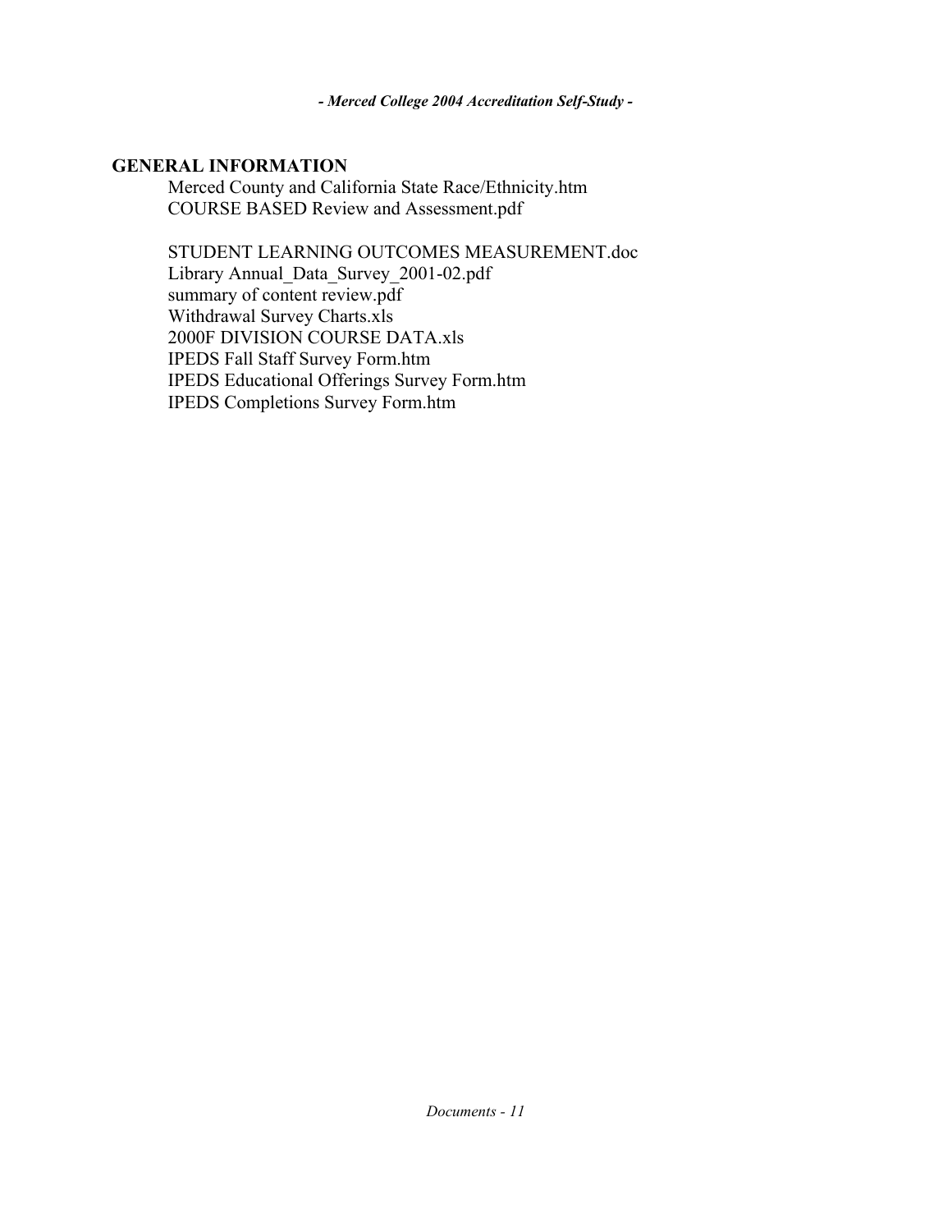## GENERAL INFORMATION

Merced County and California State Race/Ethnicity.htm
COURSE BASED Review and Assessment.pdf

STUDENT LEARNING OUTCOMES MEASUREMENT.doc
Library Annual_Data_Survey_2001-02.pdf
summary of content review.pdf
Withdrawal Survey Charts.xls
2000F DIVISION COURSE DATA.xls
IPEDS Fall Staff Survey Form.htm
IPEDS Educational Offerings Survey Form.htm
IPEDS Completions Survey Form.htm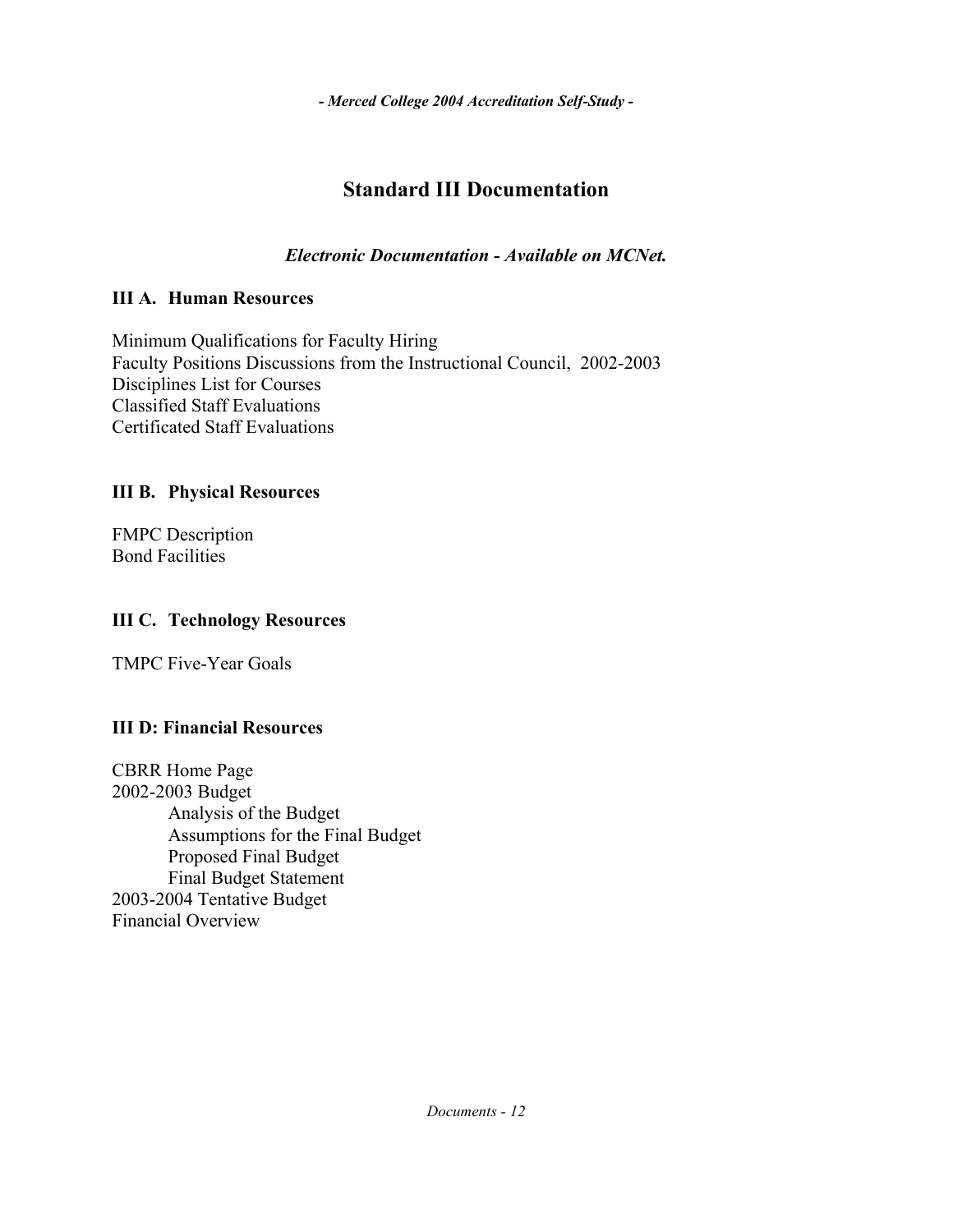# Standard III Documentation

***Electronic Documentation - Available on MCNet.***

## III A. Human Resources

Minimum Qualifications for Faculty Hiring
Faculty Positions Discussions from the Instructional Council, 2002-2003
Disciplines List for Courses
Classified Staff Evaluations
Certificated Staff Evaluations

## III B. Physical Resources

FMPC Description
Bond Facilities

## III C. Technology Resources

TMPC Five-Year Goals

## III D: Financial Resources

CBRR Home Page
2002-2003 Budget
- Analysis of the Budget
- Assumptions for the Final Budget
- Proposed Final Budget
- Final Budget Statement

2003-2004 Tentative Budget
Financial Overview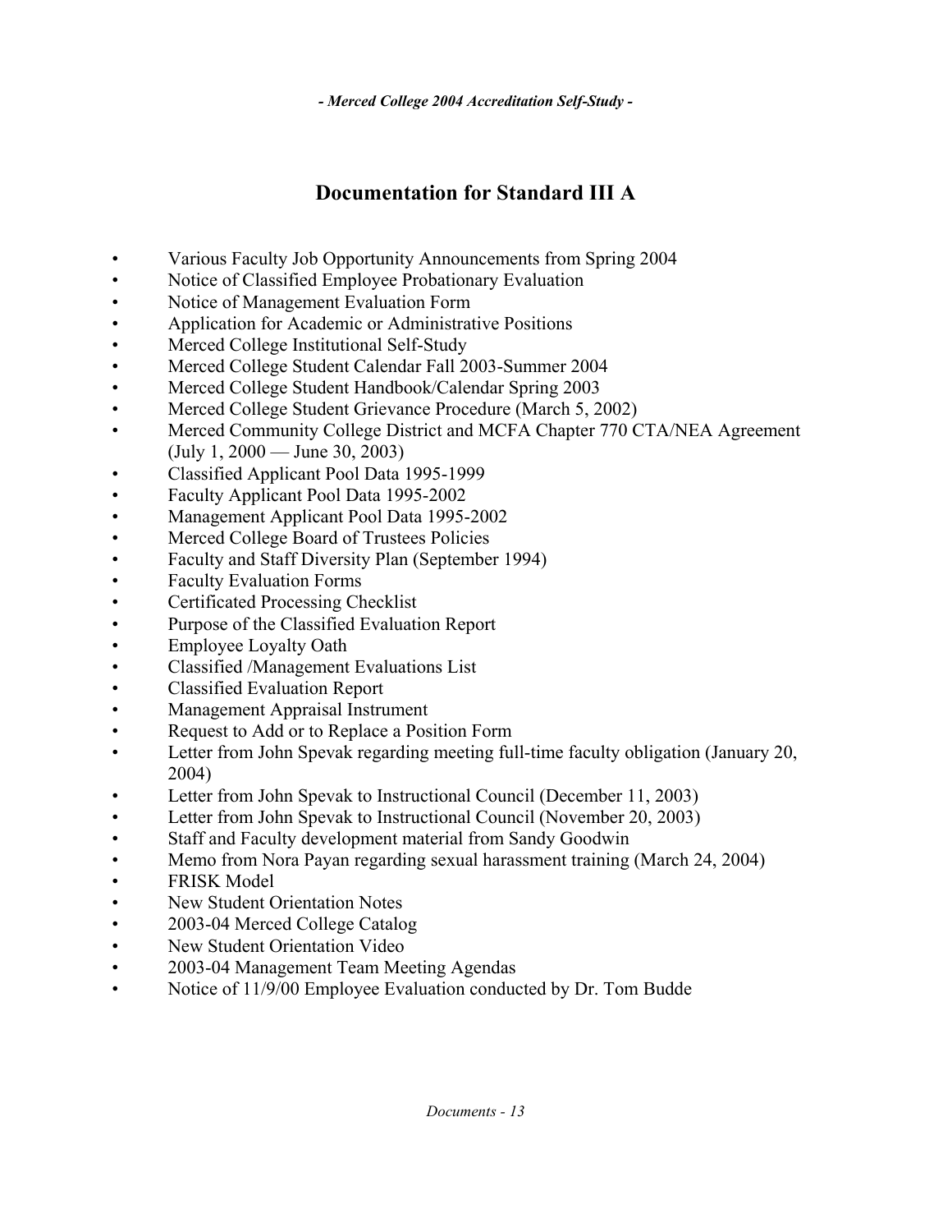## Documentation for Standard III A

- Various Faculty Job Opportunity Announcements from Spring 2004
- Notice of Classified Employee Probationary Evaluation
- Notice of Management Evaluation Form
- Application for Academic or Administrative Positions
- Merced College Institutional Self-Study
- Merced College Student Calendar Fall 2003-Summer 2004
- Merced College Student Handbook/Calendar Spring 2003
- Merced College Student Grievance Procedure (March 5, 2002)
- Merced Community College District and MCFA Chapter 770 CTA/NEA Agreement (July 1, 2000 — June 30, 2003)
- Classified Applicant Pool Data 1995-1999
- Faculty Applicant Pool Data 1995-2002
- Management Applicant Pool Data 1995-2002
- Merced College Board of Trustees Policies
- Faculty and Staff Diversity Plan (September 1994)
- Faculty Evaluation Forms
- Certificated Processing Checklist
- Purpose of the Classified Evaluation Report
- Employee Loyalty Oath
- Classified /Management Evaluations List
- Classified Evaluation Report
- Management Appraisal Instrument
- Request to Add or to Replace a Position Form
- Letter from John Spevak regarding meeting full-time faculty obligation (January 20, 2004)
- Letter from John Spevak to Instructional Council (December 11, 2003)
- Letter from John Spevak to Instructional Council (November 20, 2003)
- Staff and Faculty development material from Sandy Goodwin
- Memo from Nora Payan regarding sexual harassment training (March 24, 2004)
- FRISK Model
- New Student Orientation Notes
- 2003-04 Merced College Catalog
- New Student Orientation Video
- 2003-04 Management Team Meeting Agendas
- Notice of 11/9/00 Employee Evaluation conducted by Dr. Tom Budde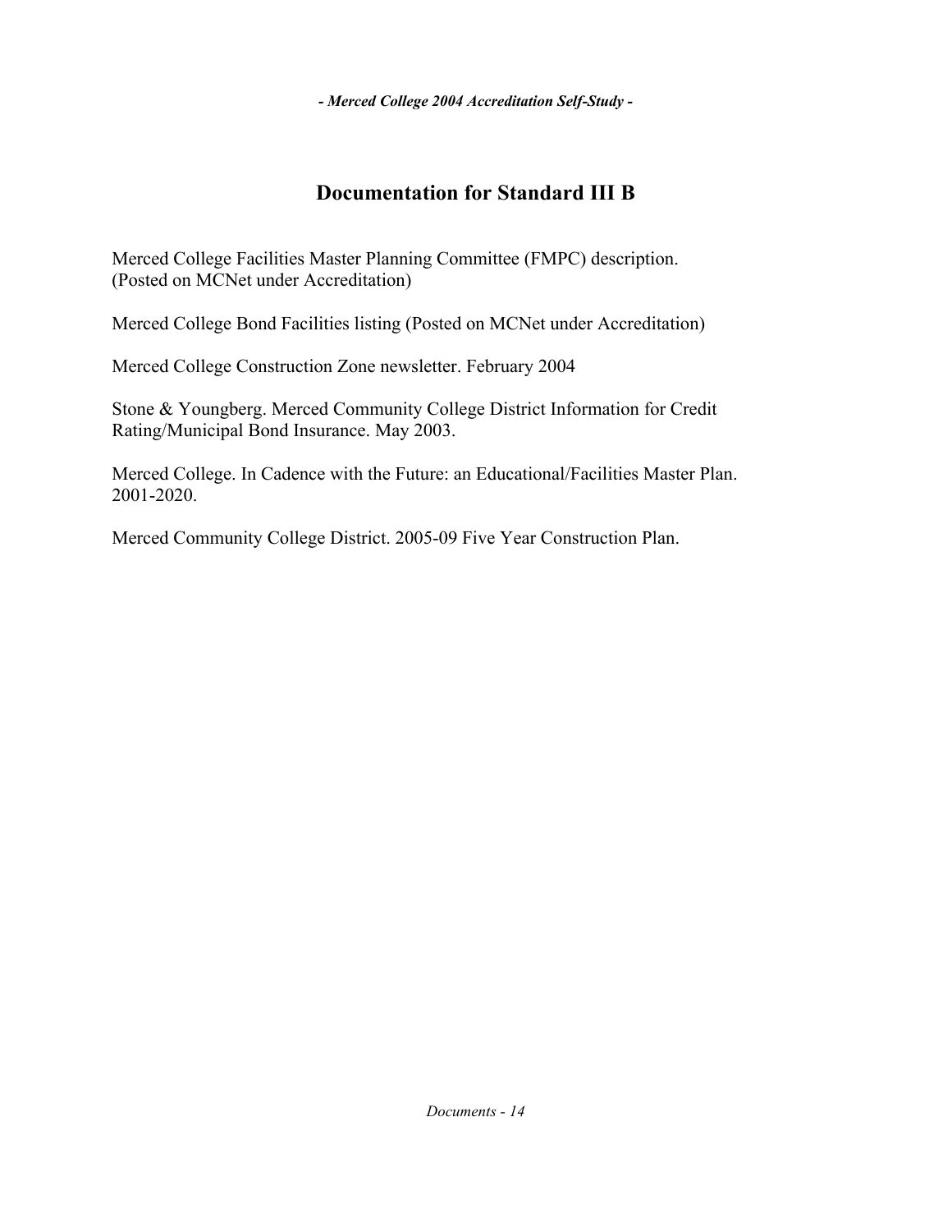# Documentation for Standard III B

Merced College Facilities Master Planning Committee (FMPC) description. (Posted on MCNet under Accreditation)

Merced College Bond Facilities listing (Posted on MCNet under Accreditation)

Merced College Construction Zone newsletter. February 2004

Stone & Youngberg. Merced Community College District Information for Credit Rating/Municipal Bond Insurance. May 2003.

Merced College. In Cadence with the Future: an Educational/Facilities Master Plan. 2001-2020.

Merced Community College District. 2005-09 Five Year Construction Plan.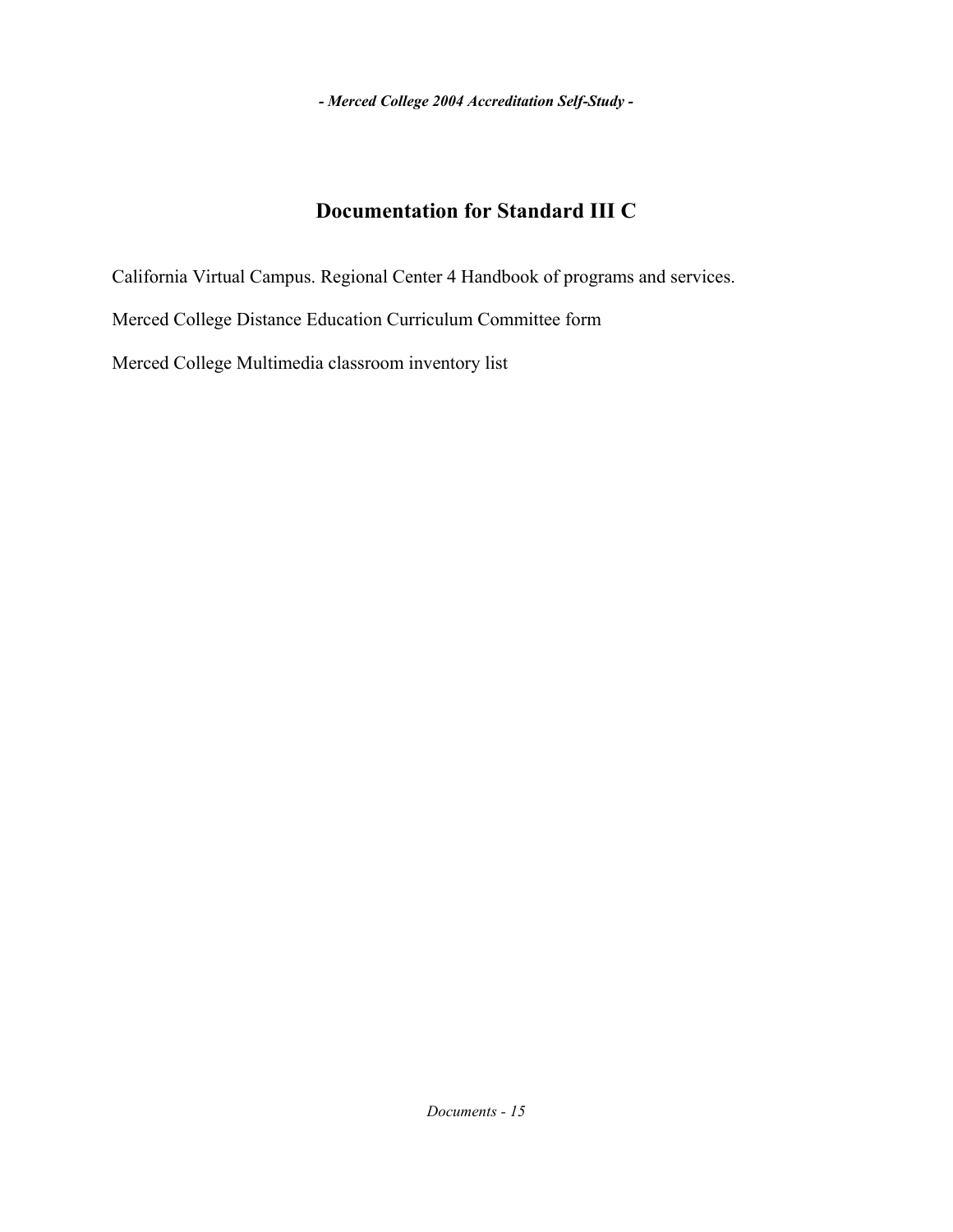# Documentation for Standard III C

California Virtual Campus. Regional Center 4 Handbook of programs and services.

Merced College Distance Education Curriculum Committee form

Merced College Multimedia classroom inventory list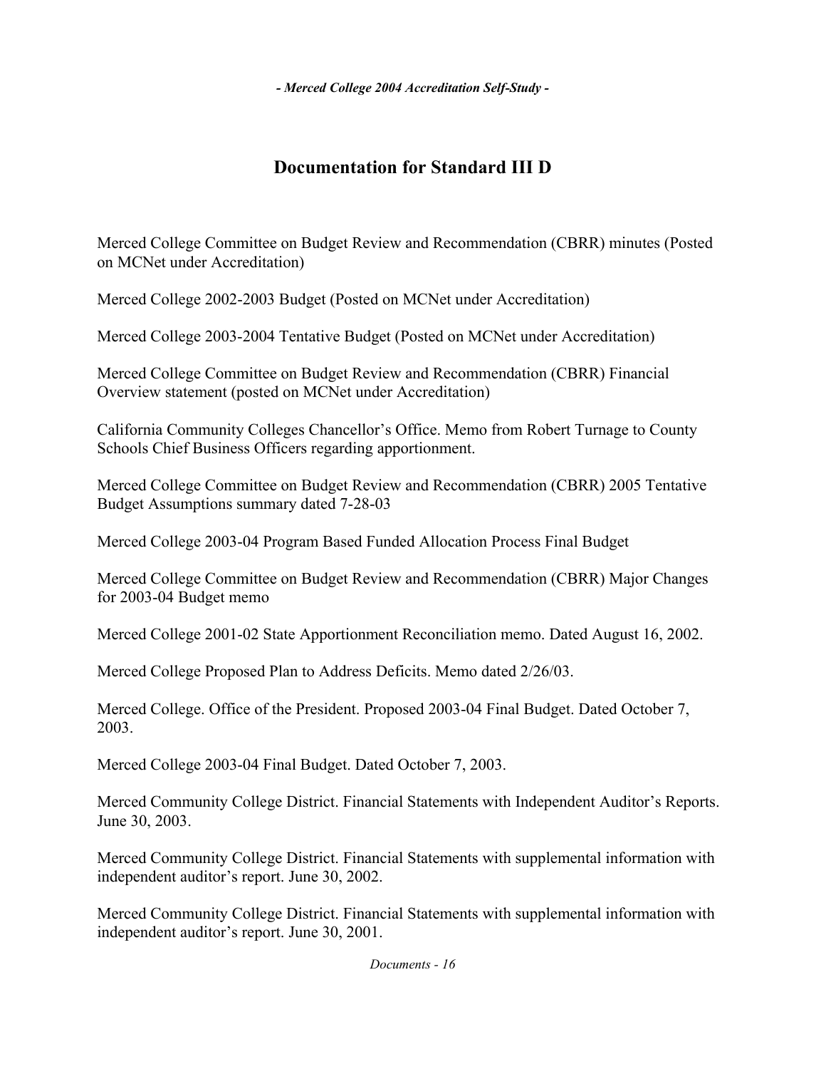## Documentation for Standard III D

Merced College Committee on Budget Review and Recommendation (CBRR) minutes (Posted on MCNet under Accreditation)

Merced College 2002-2003 Budget (Posted on MCNet under Accreditation)

Merced College 2003-2004 Tentative Budget (Posted on MCNet under Accreditation)

Merced College Committee on Budget Review and Recommendation (CBRR) Financial Overview statement (posted on MCNet under Accreditation)

California Community Colleges Chancellor's Office. Memo from Robert Turnage to County Schools Chief Business Officers regarding apportionment.

Merced College Committee on Budget Review and Recommendation (CBRR) 2005 Tentative Budget Assumptions summary dated 7-28-03

Merced College 2003-04 Program Based Funded Allocation Process Final Budget

Merced College Committee on Budget Review and Recommendation (CBRR) Major Changes for 2003-04 Budget memo

Merced College 2001-02 State Apportionment Reconciliation memo. Dated August 16, 2002.

Merced College Proposed Plan to Address Deficits. Memo dated 2/26/03.

Merced College. Office of the President. Proposed 2003-04 Final Budget. Dated October 7, 2003.

Merced College 2003-04 Final Budget. Dated October 7, 2003.

Merced Community College District. Financial Statements with Independent Auditor's Reports. June 30, 2003.

Merced Community College District. Financial Statements with supplemental information with independent auditor's report. June 30, 2002.

Merced Community College District. Financial Statements with supplemental information with independent auditor's report. June 30, 2001.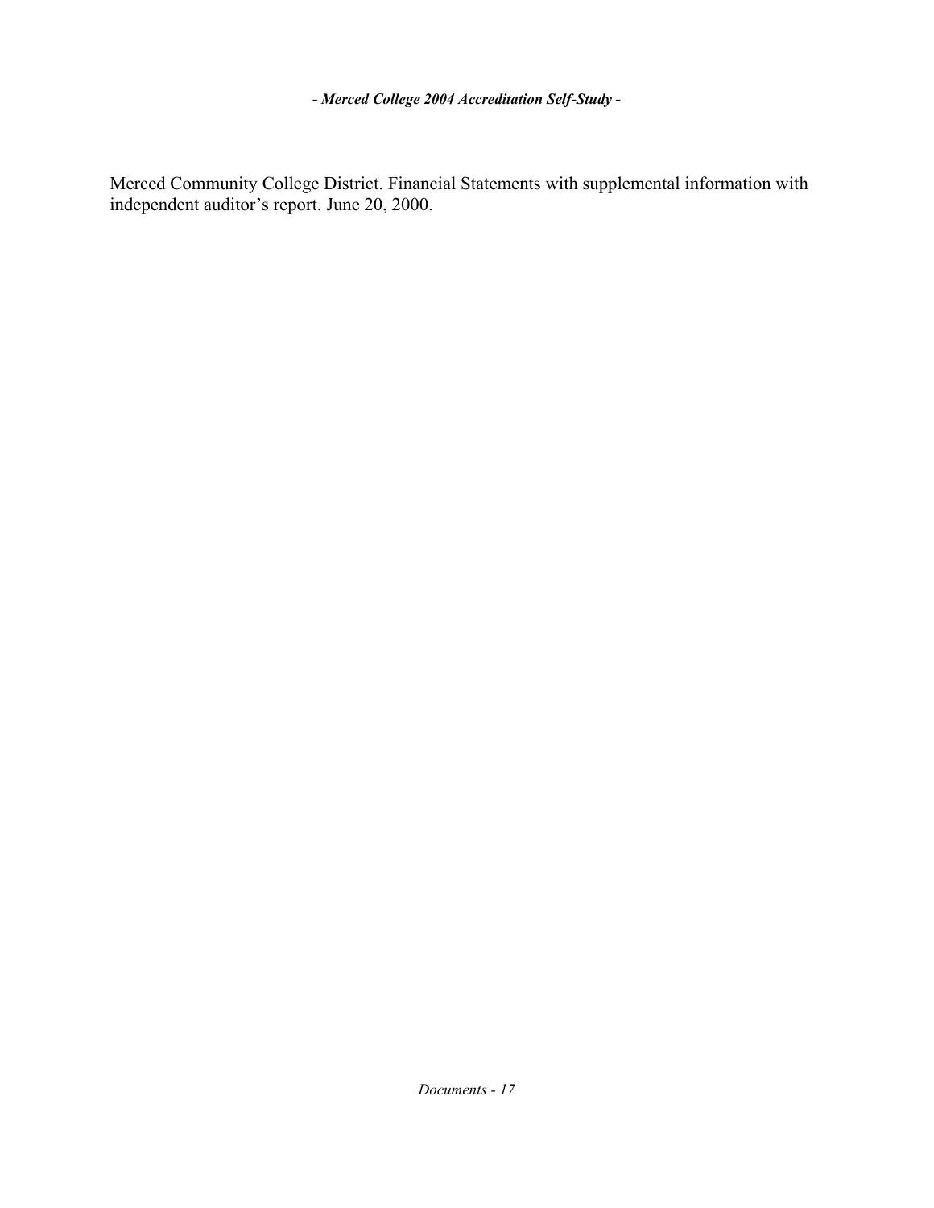Merced Community College District. Financial Statements with supplemental information with independent auditor's report. June 20, 2000.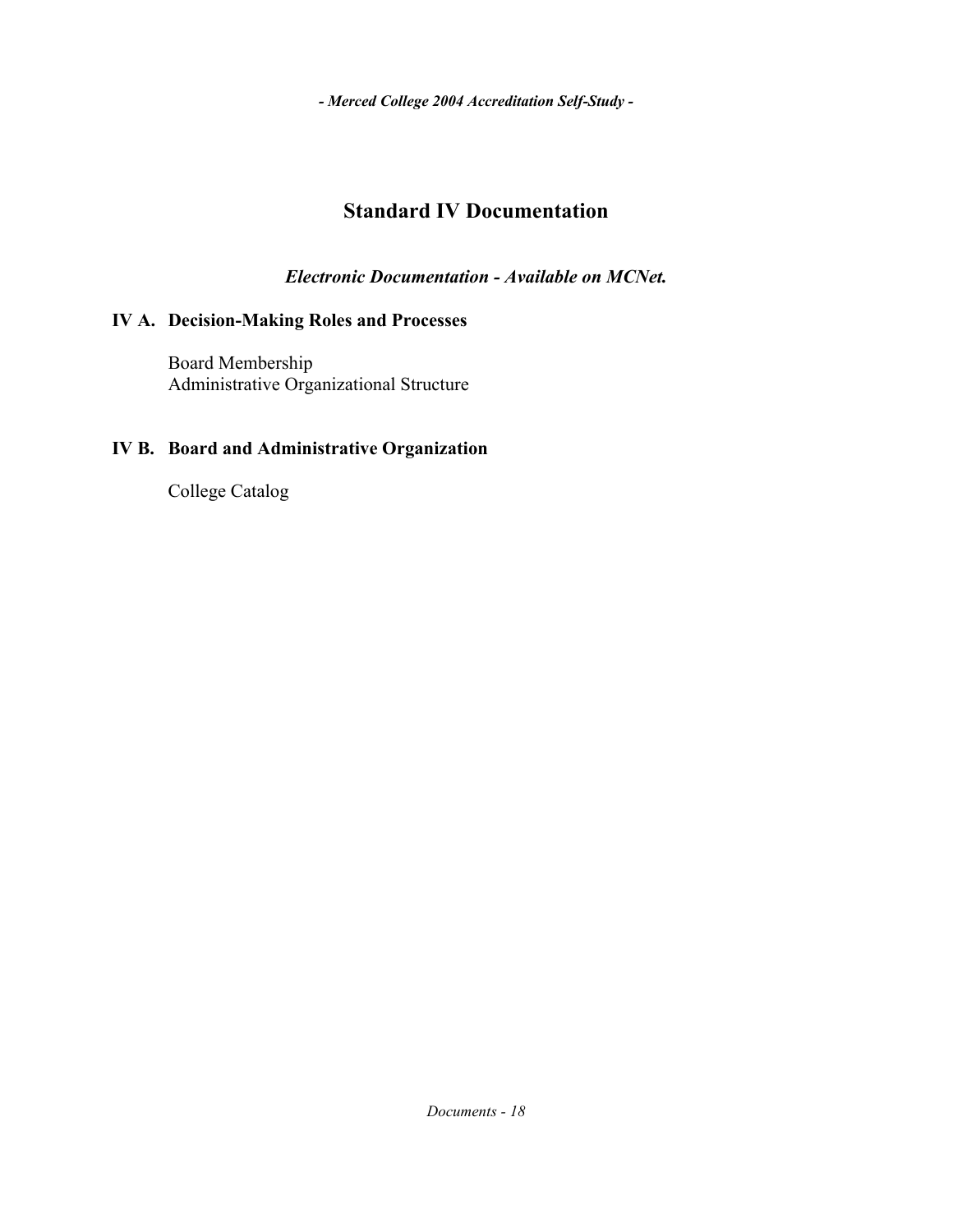# Standard IV Documentation

***Electronic Documentation - Available on MCNet.***

## IV A. Decision-Making Roles and Processes

Board Membership
Administrative Organizational Structure

## IV B. Board and Administrative Organization

College Catalog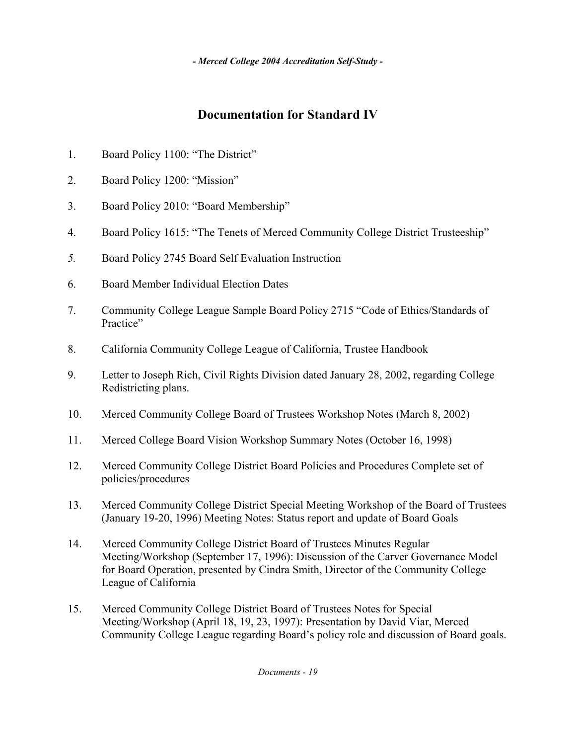## Documentation for Standard IV

1. Board Policy 1100: "The District"
2. Board Policy 1200: "Mission"
3. Board Policy 2010: "Board Membership"
4. Board Policy 1615: "The Tenets of Merced Community College District Trusteeship"
5. Board Policy 2745 Board Self Evaluation Instruction
6. Board Member Individual Election Dates
7. Community College League Sample Board Policy 2715 "Code of Ethics/Standards of Practice"
8. California Community College League of California, Trustee Handbook
9. Letter to Joseph Rich, Civil Rights Division dated January 28, 2002, regarding College Redistricting plans.
10. Merced Community College Board of Trustees Workshop Notes (March 8, 2002)
11. Merced College Board Vision Workshop Summary Notes (October 16, 1998)
12. Merced Community College District Board Policies and Procedures Complete set of policies/procedures
13. Merced Community College District Special Meeting Workshop of the Board of Trustees (January 19-20, 1996) Meeting Notes: Status report and update of Board Goals
14. Merced Community College District Board of Trustees Minutes Regular Meeting/Workshop (September 17, 1996): Discussion of the Carver Governance Model for Board Operation, presented by Cindra Smith, Director of the Community College League of California
15. Merced Community College District Board of Trustees Notes for Special Meeting/Workshop (April 18, 19, 23, 1997): Presentation by David Viar, Merced Community College League regarding Board's policy role and discussion of Board goals.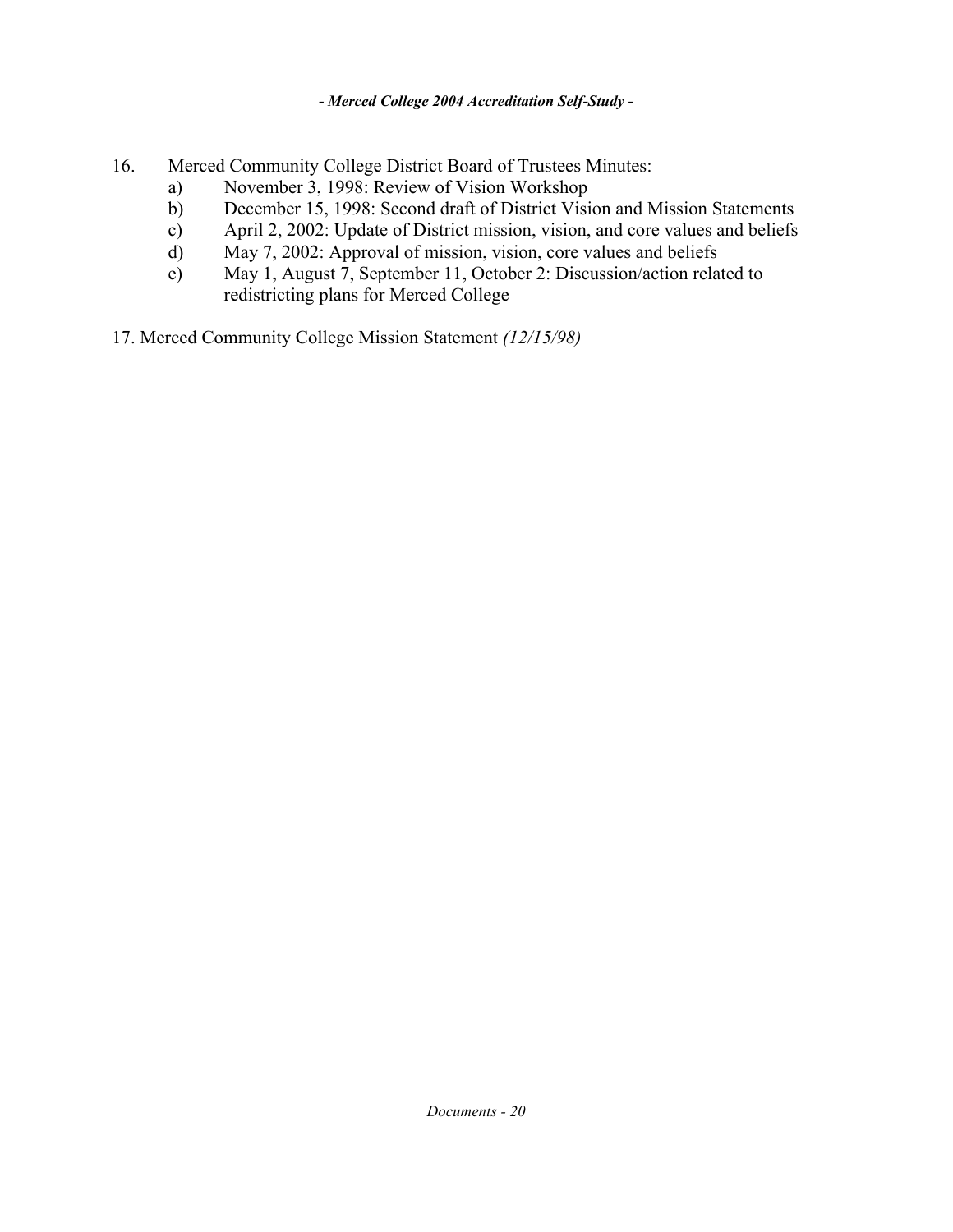16. Merced Community College District Board of Trustees Minutes:
    a) November 3, 1998: Review of Vision Workshop
    b) December 15, 1998: Second draft of District Vision and Mission Statements
    c) April 2, 2002: Update of District mission, vision, and core values and beliefs
    d) May 7, 2002: Approval of mission, vision, core values and beliefs
    e) May 1, August 7, September 11, October 2: Discussion/action related to redistricting plans for Merced College

17. Merced Community College Mission Statement *(12/15/98)*